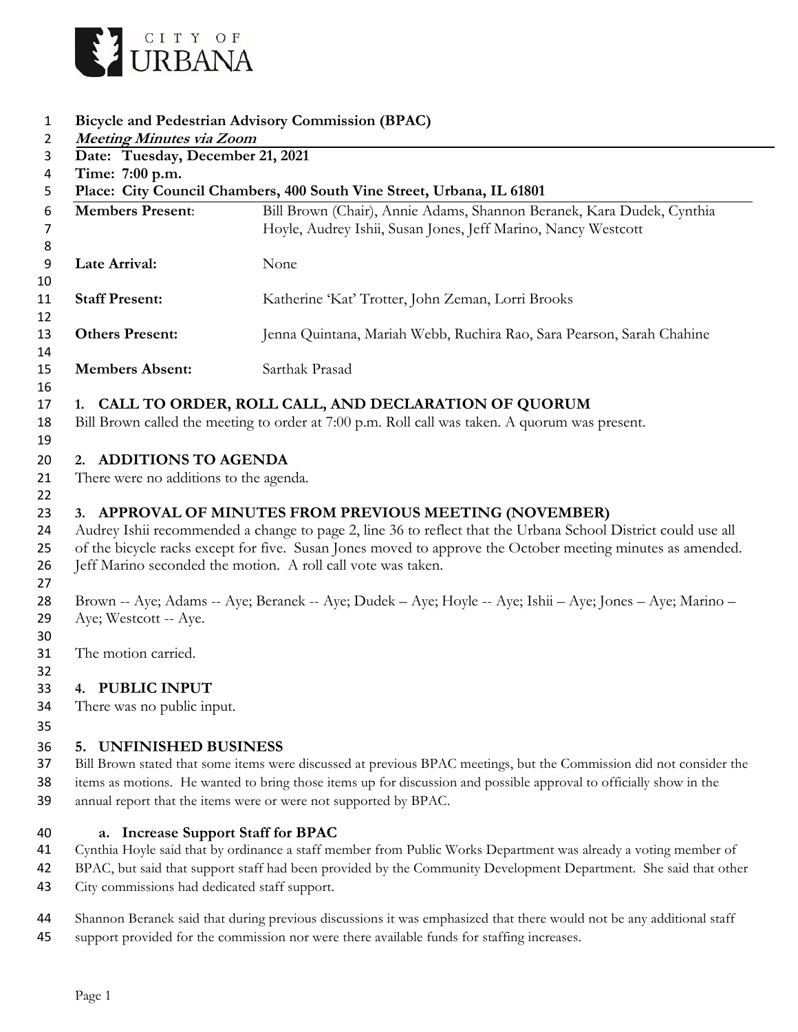CITY OF URBANA

**Bicycle and Pedestrian Advisory Commission (BPAC)**
***Meeting Minutes via Zoom***
**Date: Tuesday, December 21, 2021**
**Time: 7:00 p.m.**
**Place: City Council Chambers, 400 South Vine Street, Urbana, IL 61801**

| | |
|---|---|
| **Members Present**: | Bill Brown (Chair), Annie Adams, Shannon Beranek, Kara Dudek, Cynthia Hoyle, Audrey Ishii, Susan Jones, Jeff Marino, Nancy Westcott |
| **Late Arrival:** | None |
| **Staff Present:** | Katherine 'Kat' Trotter, John Zeman, Lorri Brooks |
| **Others Present:** | Jenna Quintana, Mariah Webb, Ruchira Rao, Sara Pearson, Sarah Chahine |
| **Members Absent:** | Sarthak Prasad |

## 1. CALL TO ORDER, ROLL CALL, AND DECLARATION OF QUORUM

Bill Brown called the meeting to order at 7:00 p.m. Roll call was taken. A quorum was present.

## 2. ADDITIONS TO AGENDA

There were no additions to the agenda.

## 3. APPROVAL OF MINUTES FROM PREVIOUS MEETING (NOVEMBER)

Audrey Ishii recommended a change to page 2, line 36 to reflect that the Urbana School District could use all of the bicycle racks except for five. Susan Jones moved to approve the October meeting minutes as amended. Jeff Marino seconded the motion. A roll call vote was taken.

Brown -- Aye; Adams -- Aye; Beranek -- Aye; Dudek – Aye; Hoyle -- Aye; Ishii – Aye; Jones – Aye; Marino – Aye; Westcott -- Aye.

The motion carried.

## 4. PUBLIC INPUT

There was no public input.

## 5. UNFINISHED BUSINESS

Bill Brown stated that some items were discussed at previous BPAC meetings, but the Commission did not consider the items as motions. He wanted to bring those items up for discussion and possible approval to officially show in the annual report that the items were or were not supported by BPAC.

### a. Increase Support Staff for BPAC

Cynthia Hoyle said that by ordinance a staff member from Public Works Department was already a voting member of BPAC, but said that support staff had been provided by the Community Development Department. She said that other City commissions had dedicated staff support.

Shannon Beranek said that during previous discussions it was emphasized that there would not be any additional staff support provided for the commission nor were there available funds for staffing increases.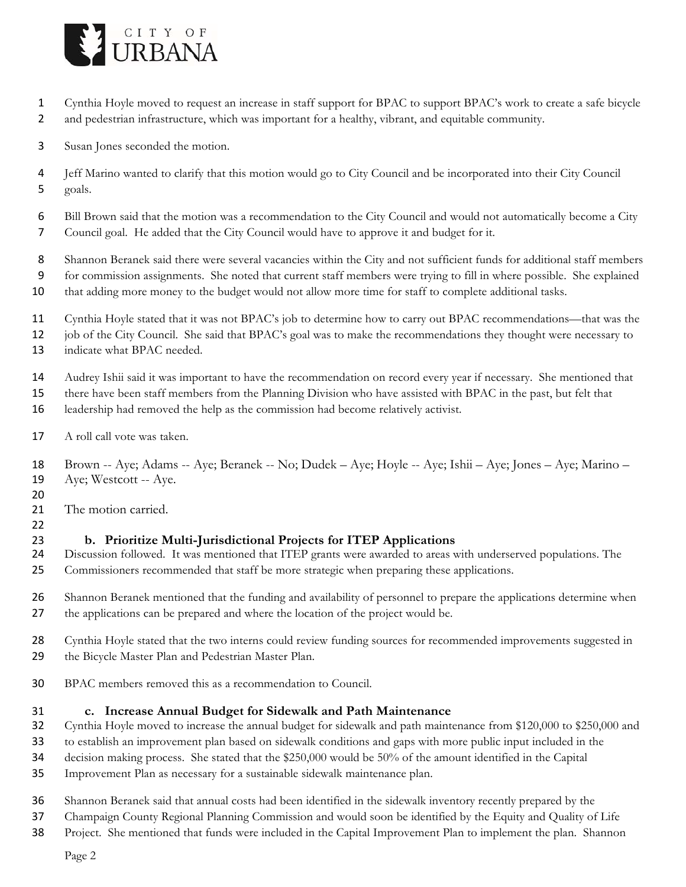Cynthia Hoyle moved to request an increase in staff support for BPAC to support BPAC's work to create a safe bicycle and pedestrian infrastructure, which was important for a healthy, vibrant, and equitable community.

Susan Jones seconded the motion.

Jeff Marino wanted to clarify that this motion would go to City Council and be incorporated into their City Council goals.

Bill Brown said that the motion was a recommendation to the City Council and would not automatically become a City Council goal. He added that the City Council would have to approve it and budget for it.

Shannon Beranek said there were several vacancies within the City and not sufficient funds for additional staff members for commission assignments. She noted that current staff members were trying to fill in where possible. She explained that adding more money to the budget would not allow more time for staff to complete additional tasks.

Cynthia Hoyle stated that it was not BPAC's job to determine how to carry out BPAC recommendations—that was the job of the City Council. She said that BPAC's goal was to make the recommendations they thought were necessary to indicate what BPAC needed.

Audrey Ishii said it was important to have the recommendation on record every year if necessary. She mentioned that there have been staff members from the Planning Division who have assisted with BPAC in the past, but felt that leadership had removed the help as the commission had become relatively activist.

A roll call vote was taken.

Brown -- Aye; Adams -- Aye; Beranek -- No; Dudek – Aye; Hoyle -- Aye; Ishii – Aye; Jones – Aye; Marino – Aye; Westcott -- Aye.

The motion carried.

### b. Prioritize Multi-Jurisdictional Projects for ITEP Applications

Discussion followed. It was mentioned that ITEP grants were awarded to areas with underserved populations. The Commissioners recommended that staff be more strategic when preparing these applications.

Shannon Beranek mentioned that the funding and availability of personnel to prepare the applications determine when the applications can be prepared and where the location of the project would be.

Cynthia Hoyle stated that the two interns could review funding sources for recommended improvements suggested in the Bicycle Master Plan and Pedestrian Master Plan.

BPAC members removed this as a recommendation to Council.

### c. Increase Annual Budget for Sidewalk and Path Maintenance

Cynthia Hoyle moved to increase the annual budget for sidewalk and path maintenance from $120,000 to $250,000 and to establish an improvement plan based on sidewalk conditions and gaps with more public input included in the decision making process. She stated that the $250,000 would be 50% of the amount identified in the Capital Improvement Plan as necessary for a sustainable sidewalk maintenance plan.

Shannon Beranek said that annual costs had been identified in the sidewalk inventory recently prepared by the Champaign County Regional Planning Commission and would soon be identified by the Equity and Quality of Life Project. She mentioned that funds were included in the Capital Improvement Plan to implement the plan. Shannon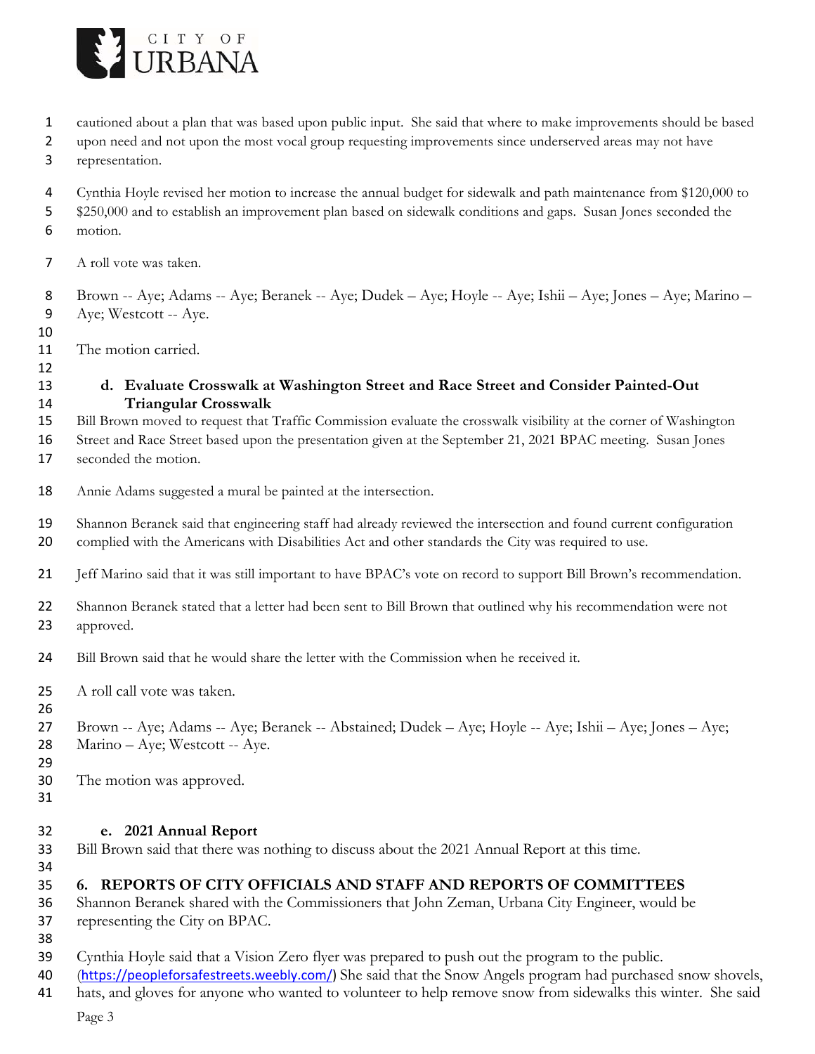cautioned about a plan that was based upon public input. She said that where to make improvements should be based upon need and not upon the most vocal group requesting improvements since underserved areas may not have representation.

Cynthia Hoyle revised her motion to increase the annual budget for sidewalk and path maintenance from $120,000 to $250,000 and to establish an improvement plan based on sidewalk conditions and gaps. Susan Jones seconded the motion.

A roll vote was taken.

Brown -- Aye; Adams -- Aye; Beranek -- Aye; Dudek – Aye; Hoyle -- Aye; Ishii – Aye; Jones – Aye; Marino – Aye; Westcott -- Aye.

The motion carried.

### d. Evaluate Crosswalk at Washington Street and Race Street and Consider Painted-Out Triangular Crosswalk

Bill Brown moved to request that Traffic Commission evaluate the crosswalk visibility at the corner of Washington Street and Race Street based upon the presentation given at the September 21, 2021 BPAC meeting. Susan Jones seconded the motion.

Annie Adams suggested a mural be painted at the intersection.

Shannon Beranek said that engineering staff had already reviewed the intersection and found current configuration complied with the Americans with Disabilities Act and other standards the City was required to use.

Jeff Marino said that it was still important to have BPAC's vote on record to support Bill Brown's recommendation.

Shannon Beranek stated that a letter had been sent to Bill Brown that outlined why his recommendation were not approved.

Bill Brown said that he would share the letter with the Commission when he received it.

A roll call vote was taken.

Brown -- Aye; Adams -- Aye; Beranek -- Abstained; Dudek – Aye; Hoyle -- Aye; Ishii – Aye; Jones – Aye; Marino – Aye; Westcott -- Aye.

The motion was approved.

### e. 2021 Annual Report

Bill Brown said that there was nothing to discuss about the 2021 Annual Report at this time.

## 6. REPORTS OF CITY OFFICIALS AND STAFF AND REPORTS OF COMMITTEES

Shannon Beranek shared with the Commissioners that John Zeman, Urbana City Engineer, would be representing the City on BPAC.

Cynthia Hoyle said that a Vision Zero flyer was prepared to push out the program to the public. (https://peopleforsafestreets.weebly.com/) She said that the Snow Angels program had purchased snow shovels, hats, and gloves for anyone who wanted to volunteer to help remove snow from sidewalks this winter. She said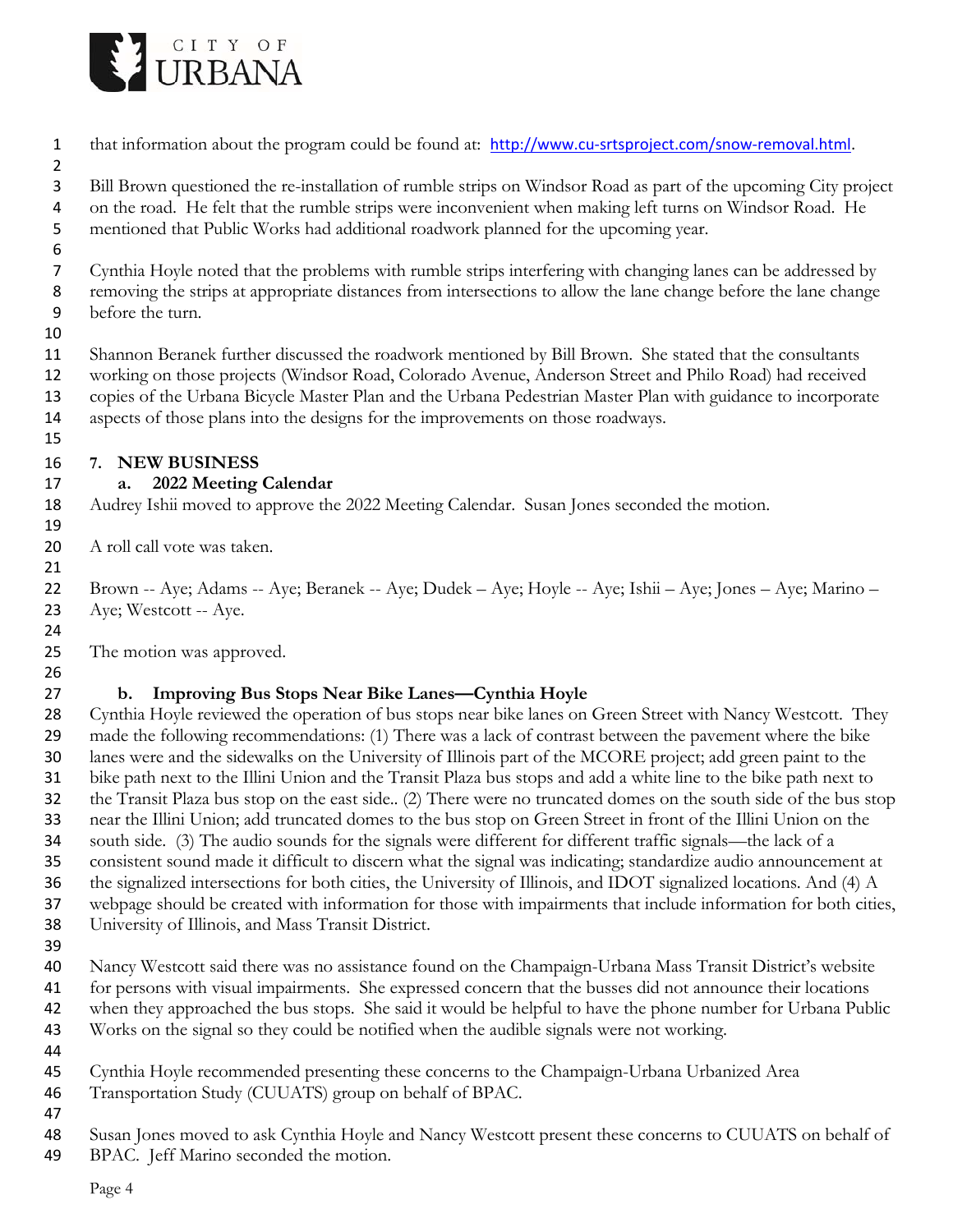that information about the program could be found at: http://www.cu-srtsproject.com/snow-removal.html.

Bill Brown questioned the re-installation of rumble strips on Windsor Road as part of the upcoming City project on the road. He felt that the rumble strips were inconvenient when making left turns on Windsor Road. He mentioned that Public Works had additional roadwork planned for the upcoming year.

Cynthia Hoyle noted that the problems with rumble strips interfering with changing lanes can be addressed by removing the strips at appropriate distances from intersections to allow the lane change before the lane change before the turn.

Shannon Beranek further discussed the roadwork mentioned by Bill Brown. She stated that the consultants working on those projects (Windsor Road, Colorado Avenue, Anderson Street and Philo Road) had received copies of the Urbana Bicycle Master Plan and the Urbana Pedestrian Master Plan with guidance to incorporate aspects of those plans into the designs for the improvements on those roadways.

## 7. NEW BUSINESS

### a. 2022 Meeting Calendar

Audrey Ishii moved to approve the 2022 Meeting Calendar. Susan Jones seconded the motion.

A roll call vote was taken.

Brown -- Aye; Adams -- Aye; Beranek -- Aye; Dudek – Aye; Hoyle -- Aye; Ishii – Aye; Jones – Aye; Marino – Aye; Westcott -- Aye.

The motion was approved.

### b. Improving Bus Stops Near Bike Lanes—Cynthia Hoyle

Cynthia Hoyle reviewed the operation of bus stops near bike lanes on Green Street with Nancy Westcott. They made the following recommendations: (1) There was a lack of contrast between the pavement where the bike lanes were and the sidewalks on the University of Illinois part of the MCORE project; add green paint to the bike path next to the Illini Union and the Transit Plaza bus stops and add a white line to the bike path next to the Transit Plaza bus stop on the east side.. (2) There were no truncated domes on the south side of the bus stop near the Illini Union; add truncated domes to the bus stop on Green Street in front of the Illini Union on the south side. (3) The audio sounds for the signals were different for different traffic signals—the lack of a consistent sound made it difficult to discern what the signal was indicating; standardize audio announcement at the signalized intersections for both cities, the University of Illinois, and IDOT signalized locations. And (4) A webpage should be created with information for those with impairments that include information for both cities, University of Illinois, and Mass Transit District.

Nancy Westcott said there was no assistance found on the Champaign-Urbana Mass Transit District's website for persons with visual impairments. She expressed concern that the busses did not announce their locations when they approached the bus stops. She said it would be helpful to have the phone number for Urbana Public Works on the signal so they could be notified when the audible signals were not working.

Cynthia Hoyle recommended presenting these concerns to the Champaign-Urbana Urbanized Area Transportation Study (CUUATS) group on behalf of BPAC.

Susan Jones moved to ask Cynthia Hoyle and Nancy Westcott present these concerns to CUUATS on behalf of BPAC. Jeff Marino seconded the motion.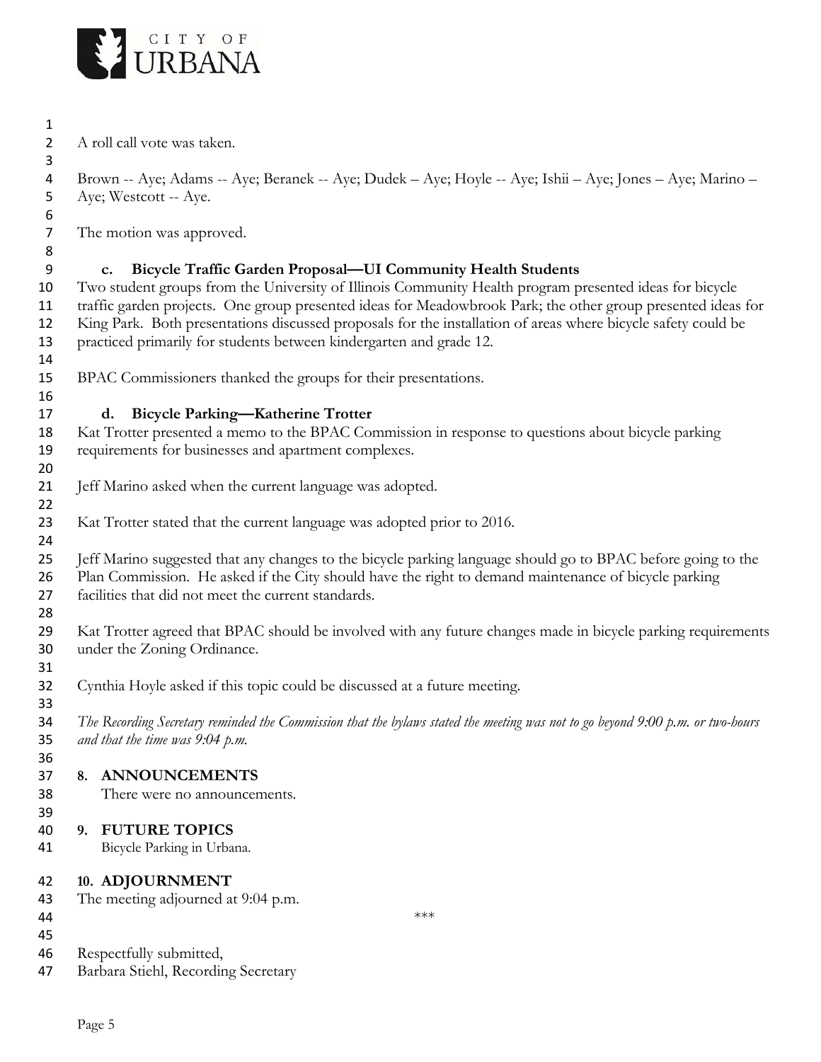A roll call vote was taken.

Brown -- Aye; Adams -- Aye; Beranek -- Aye; Dudek – Aye; Hoyle -- Aye; Ishii – Aye; Jones – Aye; Marino – Aye; Westcott -- Aye.

The motion was approved.

**c. Bicycle Traffic Garden Proposal—UI Community Health Students**

Two student groups from the University of Illinois Community Health program presented ideas for bicycle traffic garden projects. One group presented ideas for Meadowbrook Park; the other group presented ideas for King Park. Both presentations discussed proposals for the installation of areas where bicycle safety could be practiced primarily for students between kindergarten and grade 12.

BPAC Commissioners thanked the groups for their presentations.

**d. Bicycle Parking—Katherine Trotter**

Kat Trotter presented a memo to the BPAC Commission in response to questions about bicycle parking requirements for businesses and apartment complexes.

Jeff Marino asked when the current language was adopted.

Kat Trotter stated that the current language was adopted prior to 2016.

Jeff Marino suggested that any changes to the bicycle parking language should go to BPAC before going to the Plan Commission. He asked if the City should have the right to demand maintenance of bicycle parking facilities that did not meet the current standards.

Kat Trotter agreed that BPAC should be involved with any future changes made in bicycle parking requirements under the Zoning Ordinance.

Cynthia Hoyle asked if this topic could be discussed at a future meeting.

*The Recording Secretary reminded the Commission that the bylaws stated the meeting was not to go beyond 9:00 p.m. or two-hours and that the time was 9:04 p.m.*

## 8. ANNOUNCEMENTS

There were no announcements.

## 9. FUTURE TOPICS

Bicycle Parking in Urbana.

## 10. ADJOURNMENT

The meeting adjourned at 9:04 p.m.

***

Respectfully submitted,
Barbara Stiehl, Recording Secretary